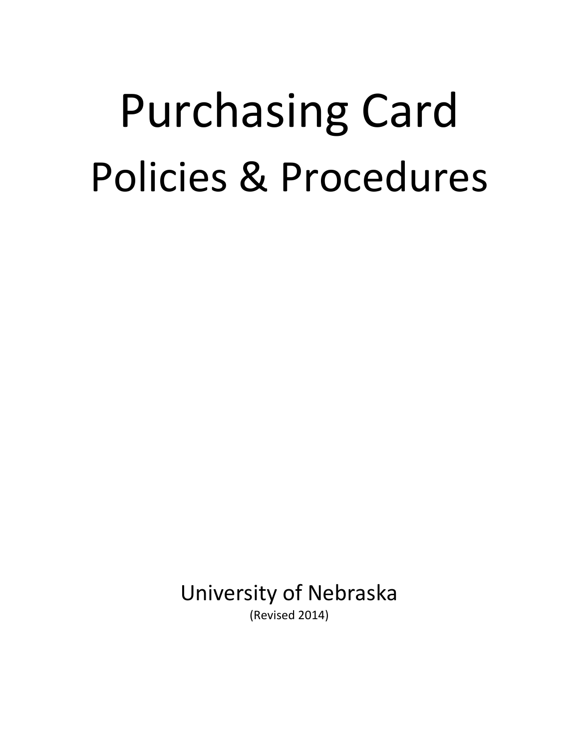# Purchasing Card
# Policies & Procedures

University of Nebraska

(Revised 2014)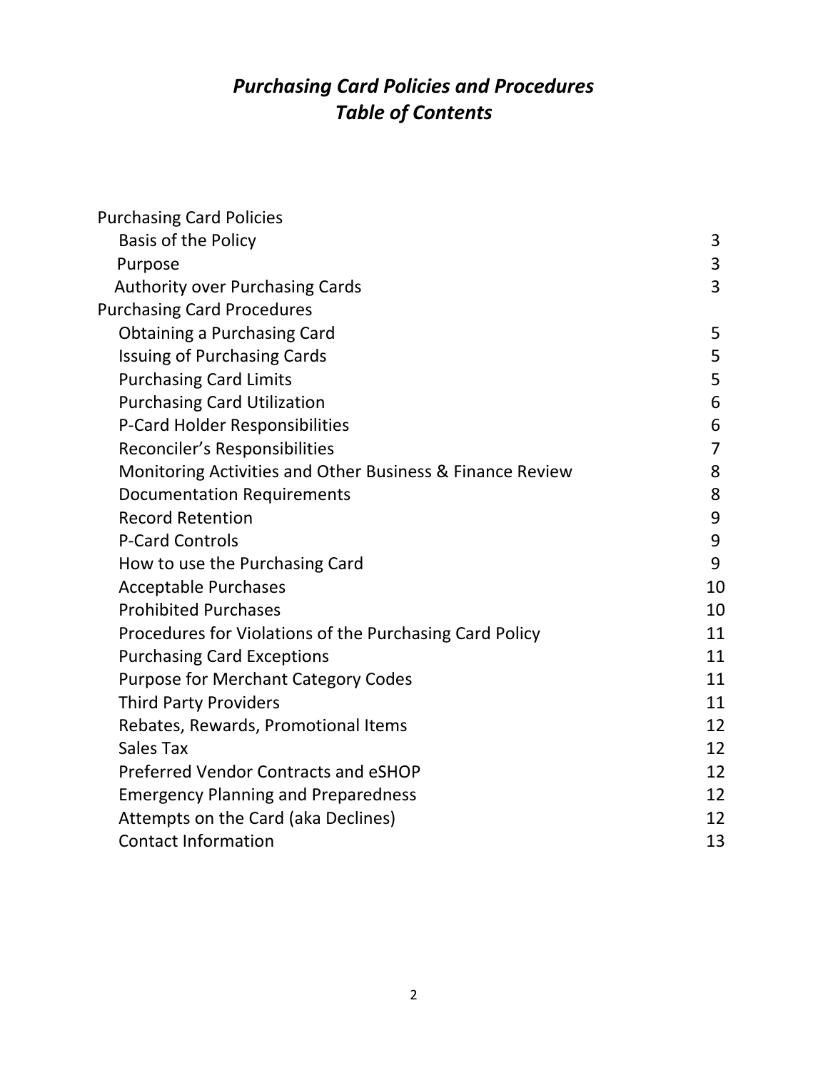# *Purchasing Card Policies and Procedures*
# *Table of Contents*

| | |
|---|---|
| Purchasing Card Policies | |
| Basis of the Policy | 3 |
| Purpose | 3 |
| Authority over Purchasing Cards | 3 |
| Purchasing Card Procedures | |
| Obtaining a Purchasing Card | 5 |
| Issuing of Purchasing Cards | 5 |
| Purchasing Card Limits | 5 |
| Purchasing Card Utilization | 6 |
| P-Card Holder Responsibilities | 6 |
| Reconciler's Responsibilities | 7 |
| Monitoring Activities and Other Business & Finance Review | 8 |
| Documentation Requirements | 8 |
| Record Retention | 9 |
| P-Card Controls | 9 |
| How to use the Purchasing Card | 9 |
| Acceptable Purchases | 10 |
| Prohibited Purchases | 10 |
| Procedures for Violations of the Purchasing Card Policy | 11 |
| Purchasing Card Exceptions | 11 |
| Purpose for Merchant Category Codes | 11 |
| Third Party Providers | 11 |
| Rebates, Rewards, Promotional Items | 12 |
| Sales Tax | 12 |
| Preferred Vendor Contracts and eSHOP | 12 |
| Emergency Planning and Preparedness | 12 |
| Attempts on the Card (aka Declines) | 12 |
| Contact Information | 13 |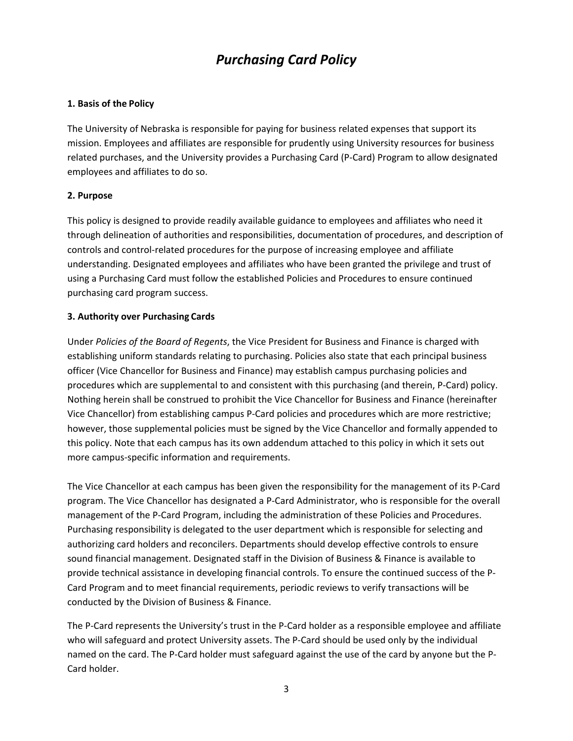# *Purchasing Card Policy*

**1. Basis of the Policy**

The University of Nebraska is responsible for paying for business related expenses that support its mission. Employees and affiliates are responsible for prudently using University resources for business related purchases, and the University provides a Purchasing Card (P-Card) Program to allow designated employees and affiliates to do so.

**2. Purpose**

This policy is designed to provide readily available guidance to employees and affiliates who need it through delineation of authorities and responsibilities, documentation of procedures, and description of controls and control-related procedures for the purpose of increasing employee and affiliate understanding. Designated employees and affiliates who have been granted the privilege and trust of using a Purchasing Card must follow the established Policies and Procedures to ensure continued purchasing card program success.

**3. Authority over Purchasing Cards**

Under *Policies of the Board of Regents*, the Vice President for Business and Finance is charged with establishing uniform standards relating to purchasing. Policies also state that each principal business officer (Vice Chancellor for Business and Finance) may establish campus purchasing policies and procedures which are supplemental to and consistent with this purchasing (and therein, P-Card) policy. Nothing herein shall be construed to prohibit the Vice Chancellor for Business and Finance (hereinafter Vice Chancellor) from establishing campus P-Card policies and procedures which are more restrictive; however, those supplemental policies must be signed by the Vice Chancellor and formally appended to this policy. Note that each campus has its own addendum attached to this policy in which it sets out more campus-specific information and requirements.

The Vice Chancellor at each campus has been given the responsibility for the management of its P-Card program. The Vice Chancellor has designated a P-Card Administrator, who is responsible for the overall management of the P-Card Program, including the administration of these Policies and Procedures. Purchasing responsibility is delegated to the user department which is responsible for selecting and authorizing card holders and reconcilers. Departments should develop effective controls to ensure sound financial management. Designated staff in the Division of Business & Finance is available to provide technical assistance in developing financial controls. To ensure the continued success of the P-Card Program and to meet financial requirements, periodic reviews to verify transactions will be conducted by the Division of Business & Finance.

The P-Card represents the University's trust in the P-Card holder as a responsible employee and affiliate who will safeguard and protect University assets. The P-Card should be used only by the individual named on the card. The P-Card holder must safeguard against the use of the card by anyone but the P-Card holder.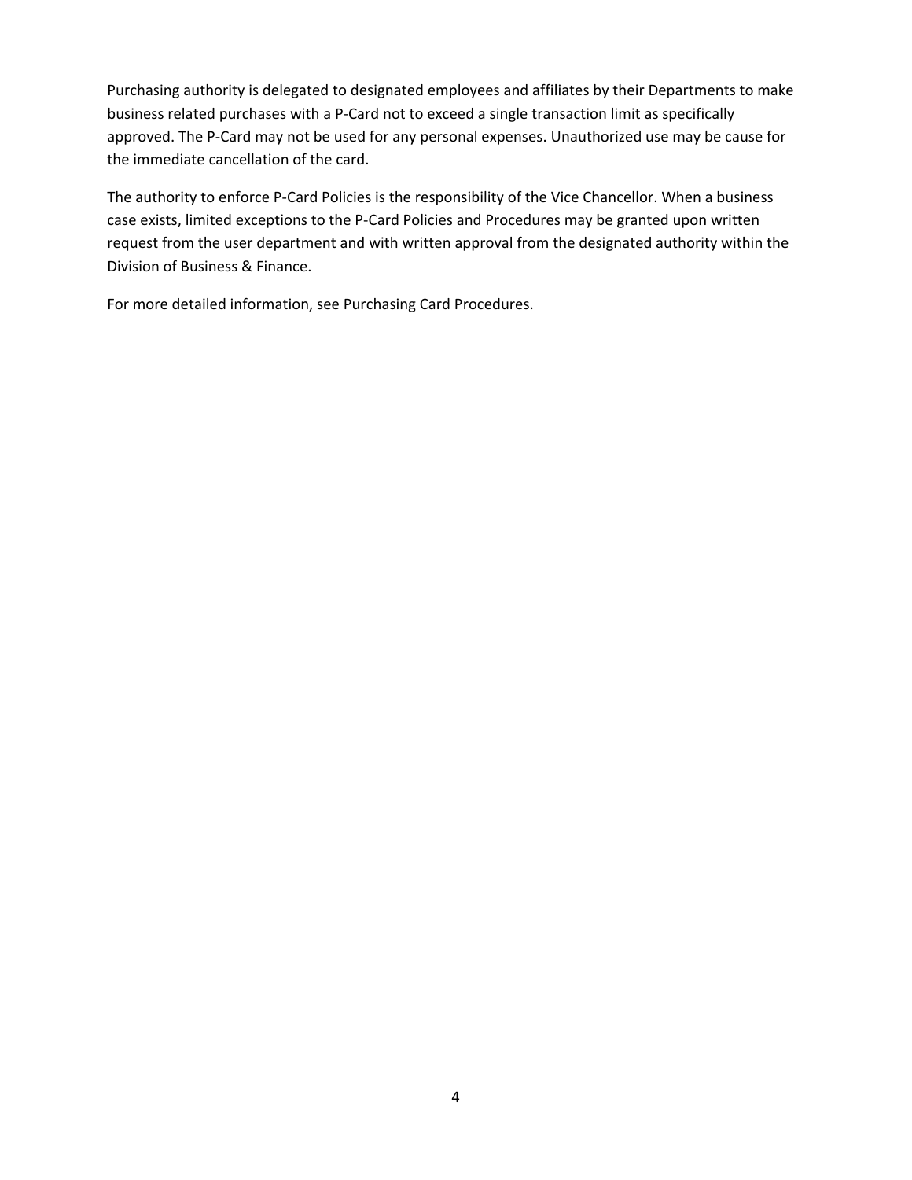Purchasing authority is delegated to designated employees and affiliates by their Departments to make business related purchases with a P-Card not to exceed a single transaction limit as specifically approved. The P-Card may not be used for any personal expenses. Unauthorized use may be cause for the immediate cancellation of the card.

The authority to enforce P-Card Policies is the responsibility of the Vice Chancellor. When a business case exists, limited exceptions to the P-Card Policies and Procedures may be granted upon written request from the user department and with written approval from the designated authority within the Division of Business & Finance.

For more detailed information, see Purchasing Card Procedures.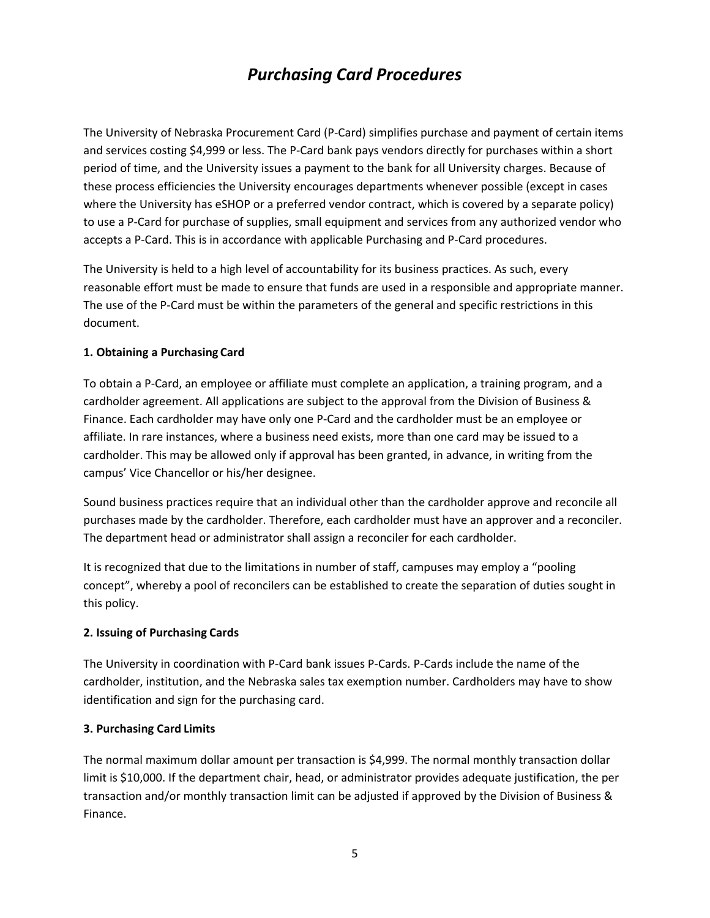# *Purchasing Card Procedures*

The University of Nebraska Procurement Card (P-Card) simplifies purchase and payment of certain items and services costing $4,999 or less. The P-Card bank pays vendors directly for purchases within a short period of time, and the University issues a payment to the bank for all University charges. Because of these process efficiencies the University encourages departments whenever possible (except in cases where the University has eSHOP or a preferred vendor contract, which is covered by a separate policy) to use a P-Card for purchase of supplies, small equipment and services from any authorized vendor who accepts a P-Card. This is in accordance with applicable Purchasing and P-Card procedures.

The University is held to a high level of accountability for its business practices. As such, every reasonable effort must be made to ensure that funds are used in a responsible and appropriate manner. The use of the P-Card must be within the parameters of the general and specific restrictions in this document.

**1. Obtaining a Purchasing Card**

To obtain a P-Card, an employee or affiliate must complete an application, a training program, and a cardholder agreement. All applications are subject to the approval from the Division of Business & Finance. Each cardholder may have only one P-Card and the cardholder must be an employee or affiliate. In rare instances, where a business need exists, more than one card may be issued to a cardholder. This may be allowed only if approval has been granted, in advance, in writing from the campus' Vice Chancellor or his/her designee.

Sound business practices require that an individual other than the cardholder approve and reconcile all purchases made by the cardholder. Therefore, each cardholder must have an approver and a reconciler. The department head or administrator shall assign a reconciler for each cardholder.

It is recognized that due to the limitations in number of staff, campuses may employ a "pooling concept", whereby a pool of reconcilers can be established to create the separation of duties sought in this policy.

**2. Issuing of Purchasing Cards**

The University in coordination with P-Card bank issues P-Cards. P-Cards include the name of the cardholder, institution, and the Nebraska sales tax exemption number. Cardholders may have to show identification and sign for the purchasing card.

**3. Purchasing Card Limits**

The normal maximum dollar amount per transaction is $4,999. The normal monthly transaction dollar limit is $10,000. If the department chair, head, or administrator provides adequate justification, the per transaction and/or monthly transaction limit can be adjusted if approved by the Division of Business & Finance.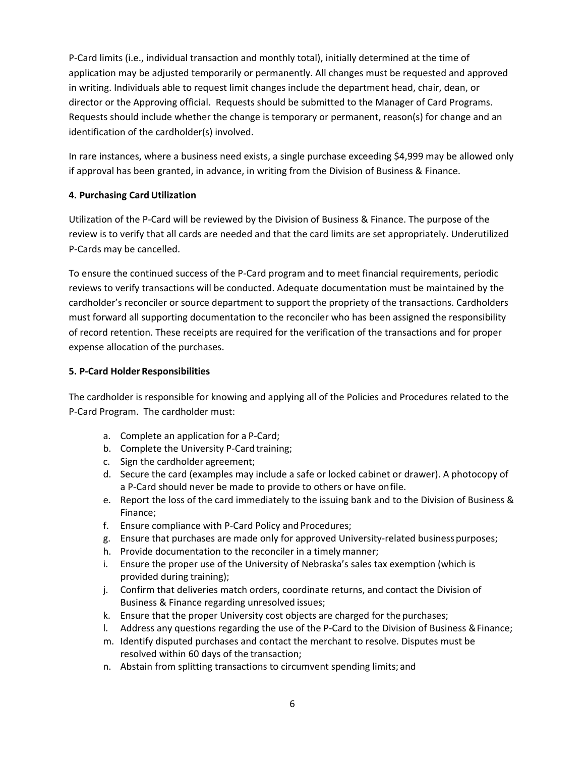P-Card limits (i.e., individual transaction and monthly total), initially determined at the time of application may be adjusted temporarily or permanently. All changes must be requested and approved in writing. Individuals able to request limit changes include the department head, chair, dean, or director or the Approving official. Requests should be submitted to the Manager of Card Programs. Requests should include whether the change is temporary or permanent, reason(s) for change and an identification of the cardholder(s) involved.

In rare instances, where a business need exists, a single purchase exceeding $4,999 may be allowed only if approval has been granted, in advance, in writing from the Division of Business & Finance.

**4. Purchasing Card Utilization**

Utilization of the P-Card will be reviewed by the Division of Business & Finance. The purpose of the review is to verify that all cards are needed and that the card limits are set appropriately. Underutilized P-Cards may be cancelled.

To ensure the continued success of the P-Card program and to meet financial requirements, periodic reviews to verify transactions will be conducted. Adequate documentation must be maintained by the cardholder's reconciler or source department to support the propriety of the transactions. Cardholders must forward all supporting documentation to the reconciler who has been assigned the responsibility of record retention. These receipts are required for the verification of the transactions and for proper expense allocation of the purchases.

**5. P-Card Holder Responsibilities**

The cardholder is responsible for knowing and applying all of the Policies and Procedures related to the P-Card Program. The cardholder must:

a. Complete an application for a P-Card;
b. Complete the University P-Card training;
c. Sign the cardholder agreement;
d. Secure the card (examples may include a safe or locked cabinet or drawer). A photocopy of a P-Card should never be made to provide to others or have on file.
e. Report the loss of the card immediately to the issuing bank and to the Division of Business & Finance;
f. Ensure compliance with P-Card Policy and Procedures;
g. Ensure that purchases are made only for approved University-related business purposes;
h. Provide documentation to the reconciler in a timely manner;
i. Ensure the proper use of the University of Nebraska's sales tax exemption (which is provided during training);
j. Confirm that deliveries match orders, coordinate returns, and contact the Division of Business & Finance regarding unresolved issues;
k. Ensure that the proper University cost objects are charged for the purchases;
l. Address any questions regarding the use of the P-Card to the Division of Business & Finance;
m. Identify disputed purchases and contact the merchant to resolve. Disputes must be resolved within 60 days of the transaction;
n. Abstain from splitting transactions to circumvent spending limits; and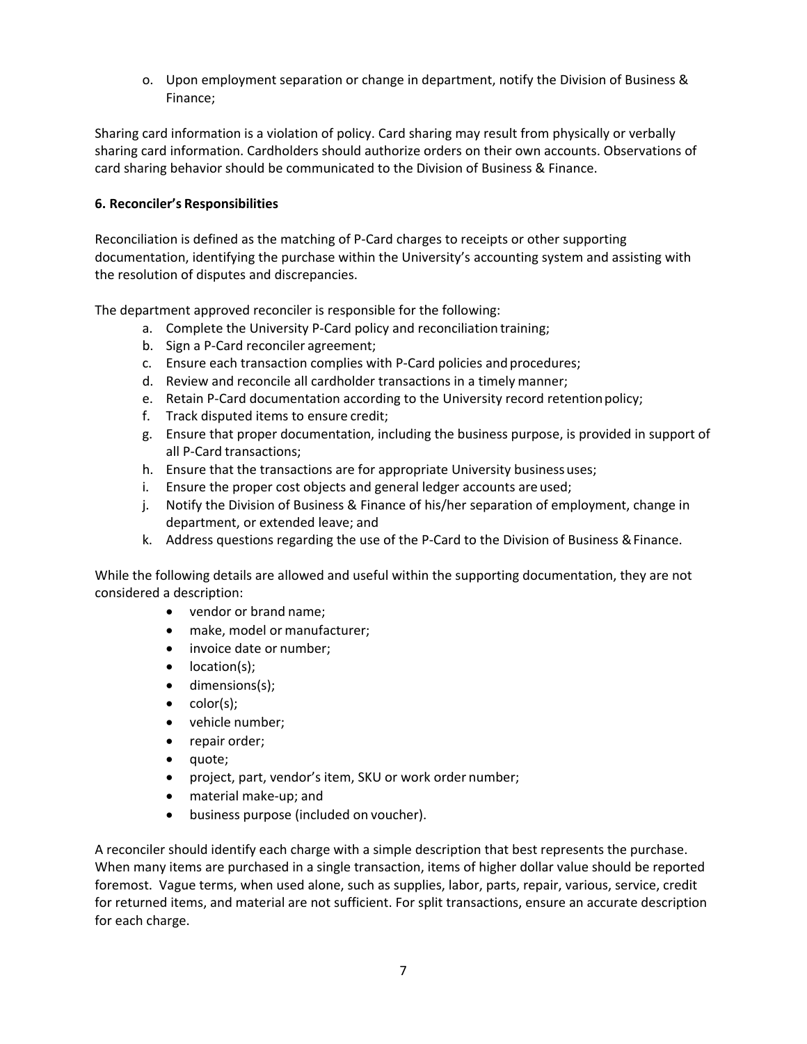o. Upon employment separation or change in department, notify the Division of Business & Finance;

Sharing card information is a violation of policy. Card sharing may result from physically or verbally sharing card information. Cardholders should authorize orders on their own accounts. Observations of card sharing behavior should be communicated to the Division of Business & Finance.

**6. Reconciler's Responsibilities**

Reconciliation is defined as the matching of P-Card charges to receipts or other supporting documentation, identifying the purchase within the University's accounting system and assisting with the resolution of disputes and discrepancies.

The department approved reconciler is responsible for the following:

a. Complete the University P-Card policy and reconciliation training;
b. Sign a P-Card reconciler agreement;
c. Ensure each transaction complies with P-Card policies and procedures;
d. Review and reconcile all cardholder transactions in a timely manner;
e. Retain P-Card documentation according to the University record retention policy;
f. Track disputed items to ensure credit;
g. Ensure that proper documentation, including the business purpose, is provided in support of all P-Card transactions;
h. Ensure that the transactions are for appropriate University business uses;
i. Ensure the proper cost objects and general ledger accounts are used;
j. Notify the Division of Business & Finance of his/her separation of employment, change in department, or extended leave; and
k. Address questions regarding the use of the P-Card to the Division of Business & Finance.

While the following details are allowed and useful within the supporting documentation, they are not considered a description:

- vendor or brand name;
- make, model or manufacturer;
- invoice date or number;
- location(s);
- dimensions(s);
- color(s);
- vehicle number;
- repair order;
- quote;
- project, part, vendor's item, SKU or work order number;
- material make-up; and
- business purpose (included on voucher).

A reconciler should identify each charge with a simple description that best represents the purchase. When many items are purchased in a single transaction, items of higher dollar value should be reported foremost. Vague terms, when used alone, such as supplies, labor, parts, repair, various, service, credit for returned items, and material are not sufficient. For split transactions, ensure an accurate description for each charge.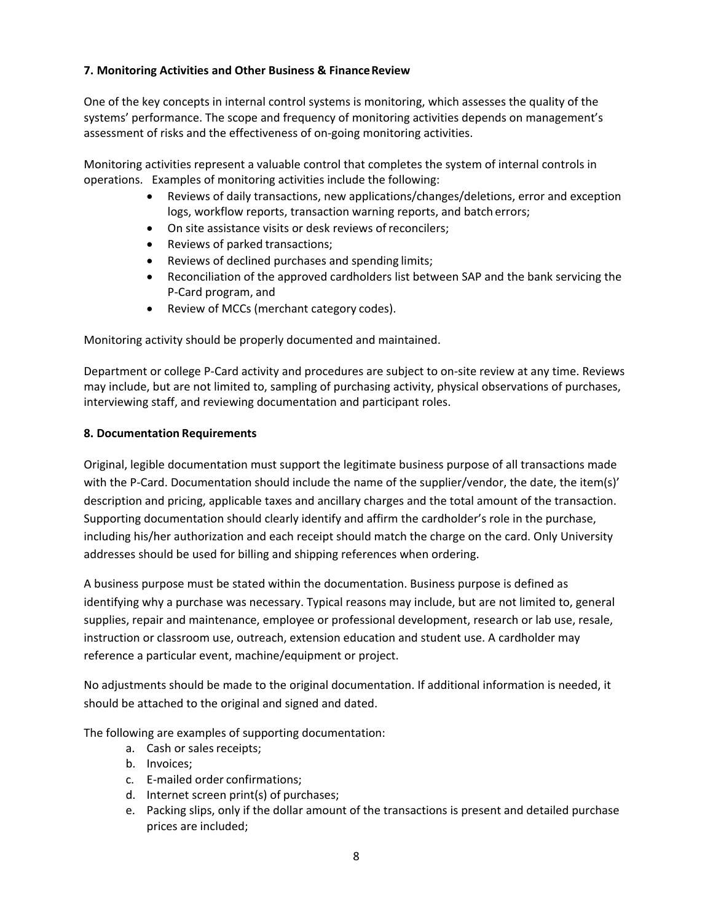**7. Monitoring Activities and Other Business & Finance Review**

One of the key concepts in internal control systems is monitoring, which assesses the quality of the systems' performance. The scope and frequency of monitoring activities depends on management's assessment of risks and the effectiveness of on-going monitoring activities.

Monitoring activities represent a valuable control that completes the system of internal controls in operations. Examples of monitoring activities include the following:

- Reviews of daily transactions, new applications/changes/deletions, error and exception logs, workflow reports, transaction warning reports, and batch errors;
- On site assistance visits or desk reviews of reconcilers;
- Reviews of parked transactions;
- Reviews of declined purchases and spending limits;
- Reconciliation of the approved cardholders list between SAP and the bank servicing the P-Card program, and
- Review of MCCs (merchant category codes).

Monitoring activity should be properly documented and maintained.

Department or college P-Card activity and procedures are subject to on-site review at any time. Reviews may include, but are not limited to, sampling of purchasing activity, physical observations of purchases, interviewing staff, and reviewing documentation and participant roles.

**8. Documentation Requirements**

Original, legible documentation must support the legitimate business purpose of all transactions made with the P-Card. Documentation should include the name of the supplier/vendor, the date, the item(s)' description and pricing, applicable taxes and ancillary charges and the total amount of the transaction. Supporting documentation should clearly identify and affirm the cardholder's role in the purchase, including his/her authorization and each receipt should match the charge on the card. Only University addresses should be used for billing and shipping references when ordering.

A business purpose must be stated within the documentation. Business purpose is defined as identifying why a purchase was necessary. Typical reasons may include, but are not limited to, general supplies, repair and maintenance, employee or professional development, research or lab use, resale, instruction or classroom use, outreach, extension education and student use. A cardholder may reference a particular event, machine/equipment or project.

No adjustments should be made to the original documentation. If additional information is needed, it should be attached to the original and signed and dated.

The following are examples of supporting documentation:

a. Cash or sales receipts;
b. Invoices;
c. E-mailed order confirmations;
d. Internet screen print(s) of purchases;
e. Packing slips, only if the dollar amount of the transactions is present and detailed purchase prices are included;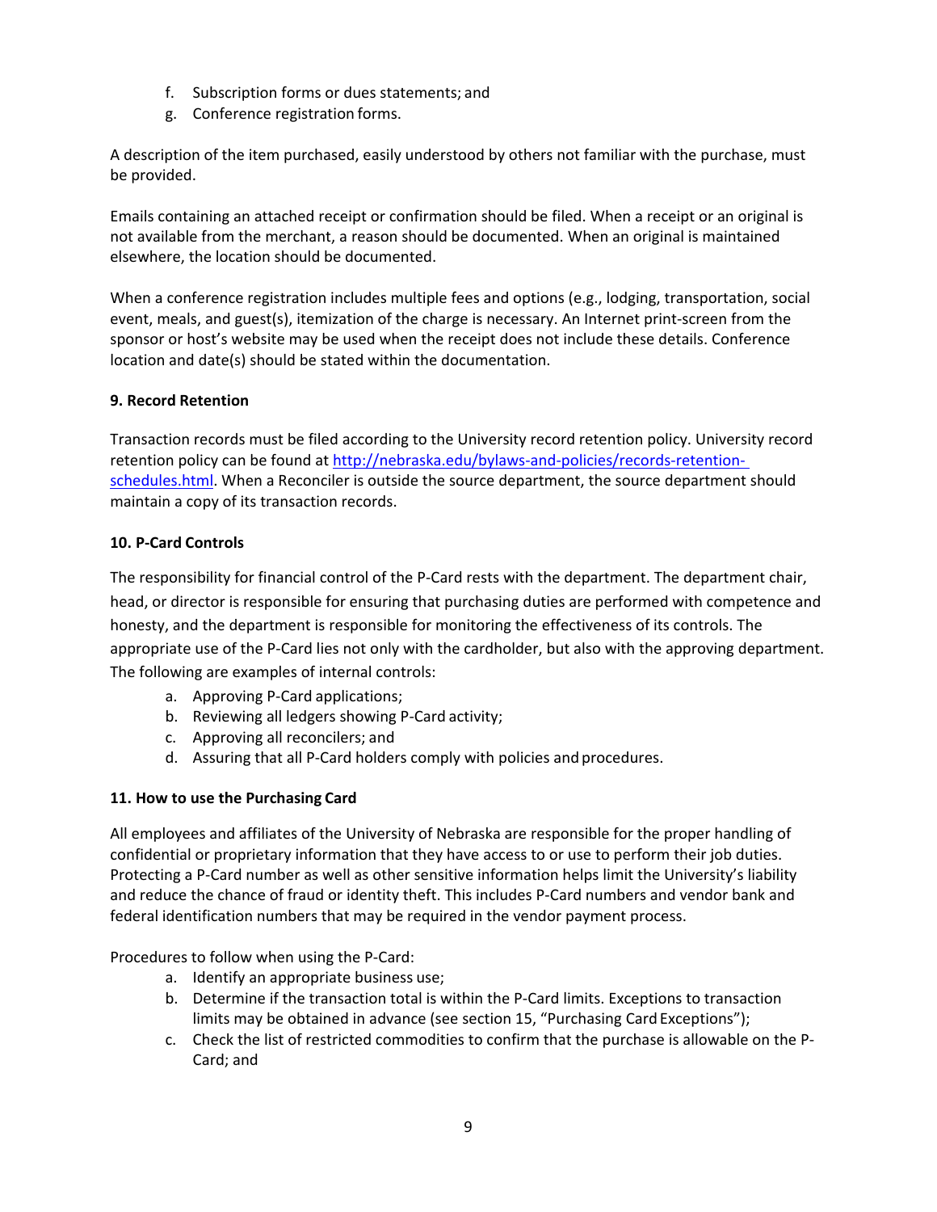f. Subscription forms or dues statements; and
g. Conference registration forms.

A description of the item purchased, easily understood by others not familiar with the purchase, must be provided.

Emails containing an attached receipt or confirmation should be filed. When a receipt or an original is not available from the merchant, a reason should be documented. When an original is maintained elsewhere, the location should be documented.

When a conference registration includes multiple fees and options (e.g., lodging, transportation, social event, meals, and guest(s), itemization of the charge is necessary. An Internet print-screen from the sponsor or host's website may be used when the receipt does not include these details. Conference location and date(s) should be stated within the documentation.

**9. Record Retention**

Transaction records must be filed according to the University record retention policy. University record retention policy can be found at [http://nebraska.edu/bylaws-and-policies/records-retention-schedules.html](http://nebraska.edu/bylaws-and-policies/records-retention-schedules.html). When a Reconciler is outside the source department, the source department should maintain a copy of its transaction records.

**10. P-Card Controls**

The responsibility for financial control of the P-Card rests with the department. The department chair, head, or director is responsible for ensuring that purchasing duties are performed with competence and honesty, and the department is responsible for monitoring the effectiveness of its controls. The appropriate use of the P-Card lies not only with the cardholder, but also with the approving department. The following are examples of internal controls:

a. Approving P-Card applications;
b. Reviewing all ledgers showing P-Card activity;
c. Approving all reconcilers; and
d. Assuring that all P-Card holders comply with policies and procedures.

**11. How to use the Purchasing Card**

All employees and affiliates of the University of Nebraska are responsible for the proper handling of confidential or proprietary information that they have access to or use to perform their job duties. Protecting a P-Card number as well as other sensitive information helps limit the University's liability and reduce the chance of fraud or identity theft. This includes P-Card numbers and vendor bank and federal identification numbers that may be required in the vendor payment process.

Procedures to follow when using the P-Card:

a. Identify an appropriate business use;
b. Determine if the transaction total is within the P-Card limits. Exceptions to transaction limits may be obtained in advance (see section 15, "Purchasing Card Exceptions");
c. Check the list of restricted commodities to confirm that the purchase is allowable on the P-Card; and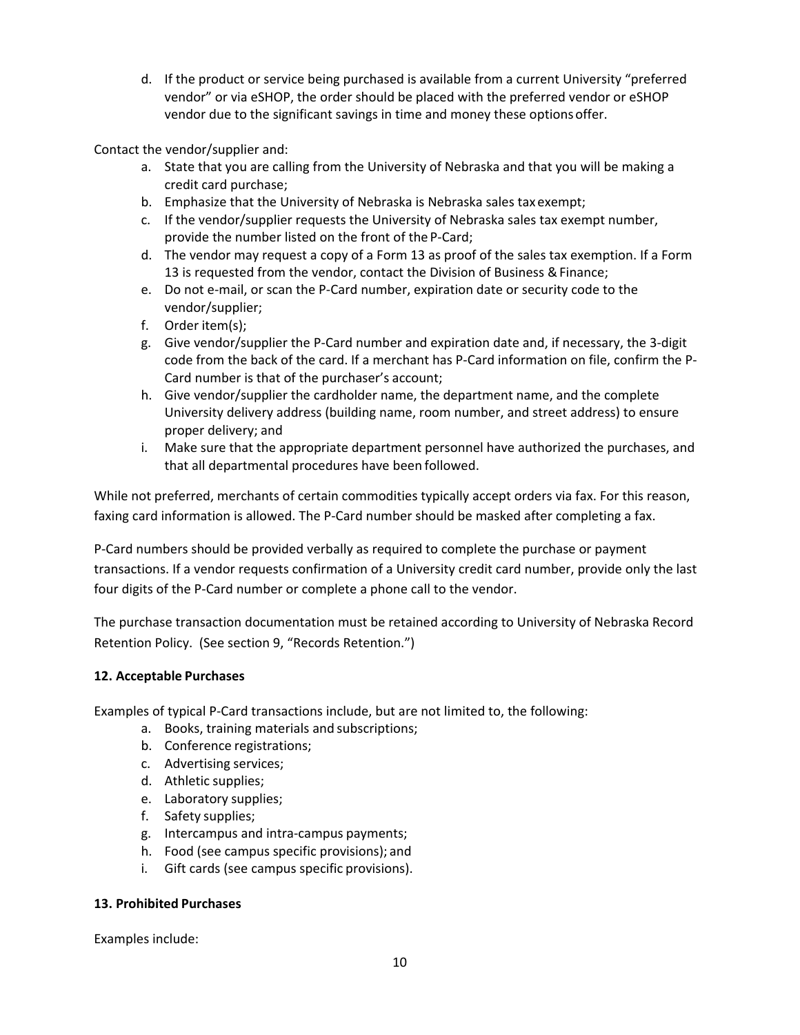d. If the product or service being purchased is available from a current University "preferred vendor" or via eSHOP, the order should be placed with the preferred vendor or eSHOP vendor due to the significant savings in time and money these options offer.

Contact the vendor/supplier and:

a. State that you are calling from the University of Nebraska and that you will be making a credit card purchase;
b. Emphasize that the University of Nebraska is Nebraska sales tax exempt;
c. If the vendor/supplier requests the University of Nebraska sales tax exempt number, provide the number listed on the front of the P-Card;
d. The vendor may request a copy of a Form 13 as proof of the sales tax exemption. If a Form 13 is requested from the vendor, contact the Division of Business & Finance;
e. Do not e-mail, or scan the P-Card number, expiration date or security code to the vendor/supplier;
f. Order item(s);
g. Give vendor/supplier the P-Card number and expiration date and, if necessary, the 3-digit code from the back of the card. If a merchant has P-Card information on file, confirm the P-Card number is that of the purchaser's account;
h. Give vendor/supplier the cardholder name, the department name, and the complete University delivery address (building name, room number, and street address) to ensure proper delivery; and
i. Make sure that the appropriate department personnel have authorized the purchases, and that all departmental procedures have been followed.

While not preferred, merchants of certain commodities typically accept orders via fax. For this reason, faxing card information is allowed. The P-Card number should be masked after completing a fax.

P-Card numbers should be provided verbally as required to complete the purchase or payment transactions. If a vendor requests confirmation of a University credit card number, provide only the last four digits of the P-Card number or complete a phone call to the vendor.

The purchase transaction documentation must be retained according to University of Nebraska Record Retention Policy. (See section 9, "Records Retention.")

**12. Acceptable Purchases**

Examples of typical P-Card transactions include, but are not limited to, the following:

a. Books, training materials and subscriptions;
b. Conference registrations;
c. Advertising services;
d. Athletic supplies;
e. Laboratory supplies;
f. Safety supplies;
g. Intercampus and intra-campus payments;
h. Food (see campus specific provisions); and
i. Gift cards (see campus specific provisions).

**13. Prohibited Purchases**

Examples include: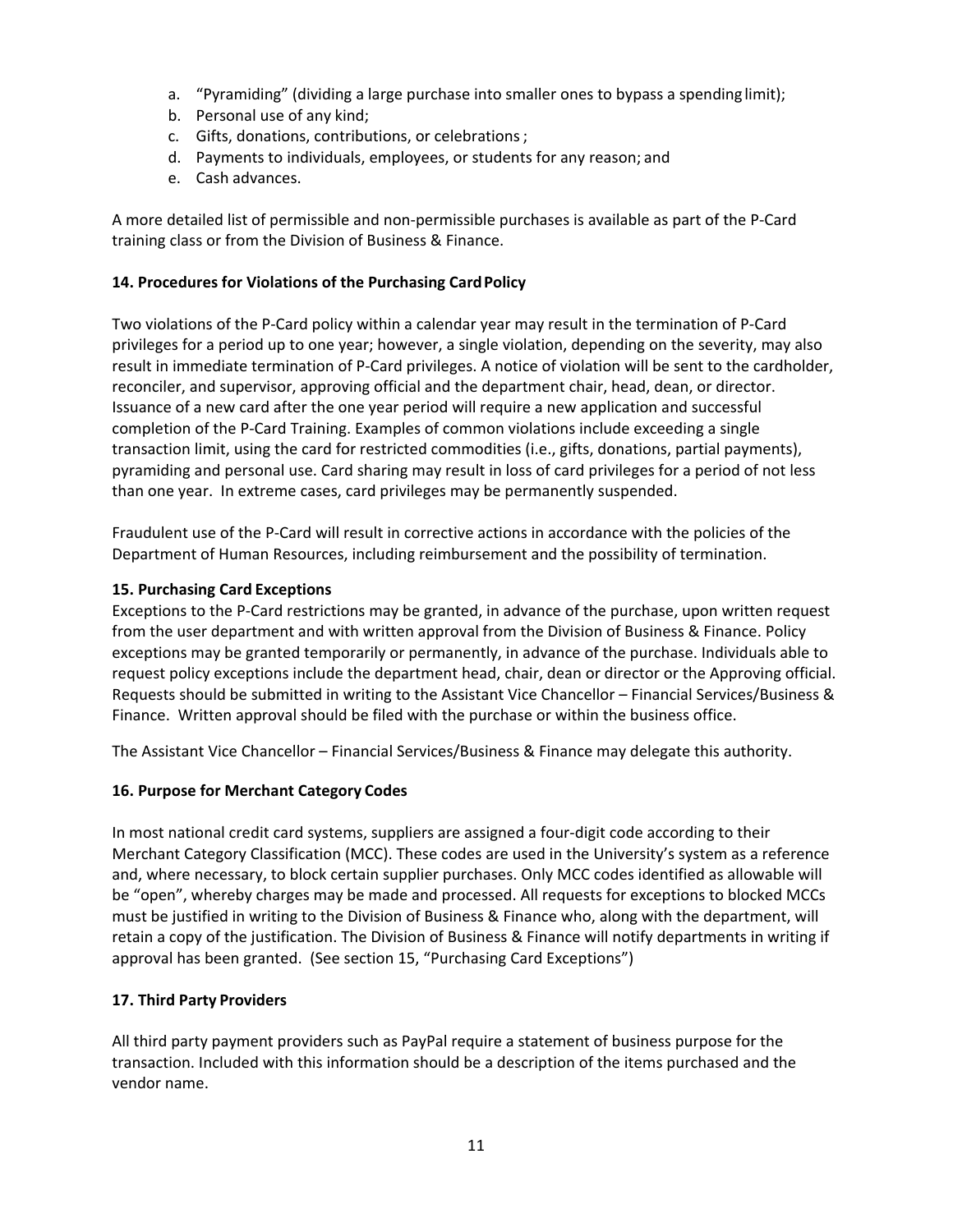a. "Pyramiding" (dividing a large purchase into smaller ones to bypass a spending limit);
b. Personal use of any kind;
c. Gifts, donations, contributions, or celebrations ;
d. Payments to individuals, employees, or students for any reason; and
e. Cash advances.

A more detailed list of permissible and non-permissible purchases is available as part of the P-Card training class or from the Division of Business & Finance.

**14. Procedures for Violations of the Purchasing Card Policy**

Two violations of the P-Card policy within a calendar year may result in the termination of P-Card privileges for a period up to one year; however, a single violation, depending on the severity, may also result in immediate termination of P-Card privileges. A notice of violation will be sent to the cardholder, reconciler, and supervisor, approving official and the department chair, head, dean, or director. Issuance of a new card after the one year period will require a new application and successful completion of the P-Card Training. Examples of common violations include exceeding a single transaction limit, using the card for restricted commodities (i.e., gifts, donations, partial payments), pyramiding and personal use. Card sharing may result in loss of card privileges for a period of not less than one year. In extreme cases, card privileges may be permanently suspended.

Fraudulent use of the P-Card will result in corrective actions in accordance with the policies of the Department of Human Resources, including reimbursement and the possibility of termination.

**15. Purchasing Card Exceptions**

Exceptions to the P-Card restrictions may be granted, in advance of the purchase, upon written request from the user department and with written approval from the Division of Business & Finance. Policy exceptions may be granted temporarily or permanently, in advance of the purchase. Individuals able to request policy exceptions include the department head, chair, dean or director or the Approving official. Requests should be submitted in writing to the Assistant Vice Chancellor – Financial Services/Business & Finance. Written approval should be filed with the purchase or within the business office.

The Assistant Vice Chancellor – Financial Services/Business & Finance may delegate this authority.

**16. Purpose for Merchant Category Codes**

In most national credit card systems, suppliers are assigned a four-digit code according to their Merchant Category Classification (MCC). These codes are used in the University's system as a reference and, where necessary, to block certain supplier purchases. Only MCC codes identified as allowable will be "open", whereby charges may be made and processed. All requests for exceptions to blocked MCCs must be justified in writing to the Division of Business & Finance who, along with the department, will retain a copy of the justification. The Division of Business & Finance will notify departments in writing if approval has been granted. (See section 15, "Purchasing Card Exceptions")

**17. Third Party Providers**

All third party payment providers such as PayPal require a statement of business purpose for the transaction. Included with this information should be a description of the items purchased and the vendor name.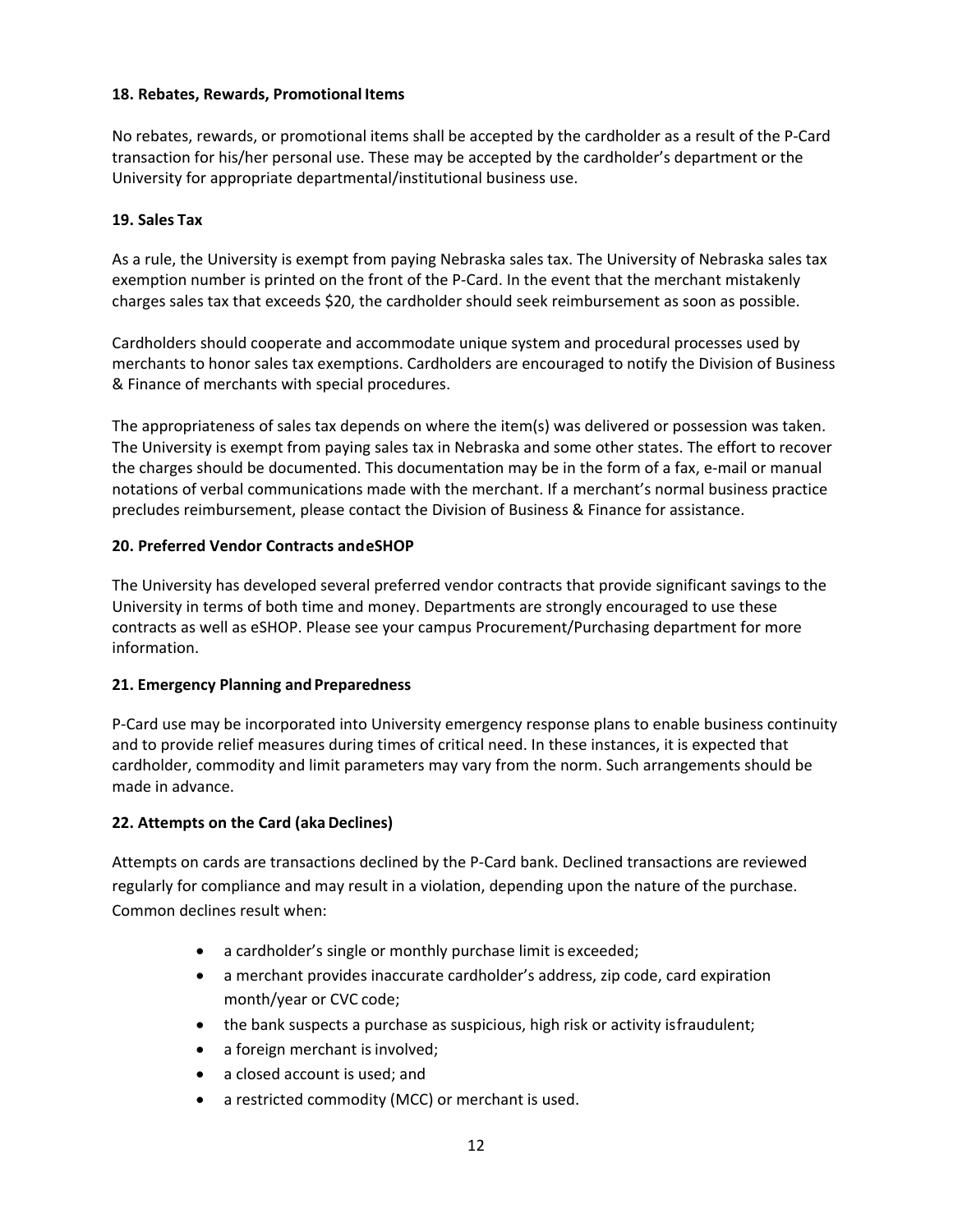**18. Rebates, Rewards, Promotional Items**

No rebates, rewards, or promotional items shall be accepted by the cardholder as a result of the P-Card transaction for his/her personal use. These may be accepted by the cardholder's department or the University for appropriate departmental/institutional business use.

**19. Sales Tax**

As a rule, the University is exempt from paying Nebraska sales tax. The University of Nebraska sales tax exemption number is printed on the front of the P-Card. In the event that the merchant mistakenly charges sales tax that exceeds $20, the cardholder should seek reimbursement as soon as possible.

Cardholders should cooperate and accommodate unique system and procedural processes used by merchants to honor sales tax exemptions. Cardholders are encouraged to notify the Division of Business & Finance of merchants with special procedures.

The appropriateness of sales tax depends on where the item(s) was delivered or possession was taken. The University is exempt from paying sales tax in Nebraska and some other states. The effort to recover the charges should be documented. This documentation may be in the form of a fax, e-mail or manual notations of verbal communications made with the merchant. If a merchant's normal business practice precludes reimbursement, please contact the Division of Business & Finance for assistance.

**20. Preferred Vendor Contracts and eSHOP**

The University has developed several preferred vendor contracts that provide significant savings to the University in terms of both time and money. Departments are strongly encouraged to use these contracts as well as eSHOP. Please see your campus Procurement/Purchasing department for more information.

**21. Emergency Planning and Preparedness**

P-Card use may be incorporated into University emergency response plans to enable business continuity and to provide relief measures during times of critical need. In these instances, it is expected that cardholder, commodity and limit parameters may vary from the norm. Such arrangements should be made in advance.

**22. Attempts on the Card (aka Declines)**

Attempts on cards are transactions declined by the P-Card bank. Declined transactions are reviewed regularly for compliance and may result in a violation, depending upon the nature of the purchase. Common declines result when:

- a cardholder's single or monthly purchase limit is exceeded;
- a merchant provides inaccurate cardholder's address, zip code, card expiration month/year or CVC code;
- the bank suspects a purchase as suspicious, high risk or activity is fraudulent;
- a foreign merchant is involved;
- a closed account is used; and
- a restricted commodity (MCC) or merchant is used.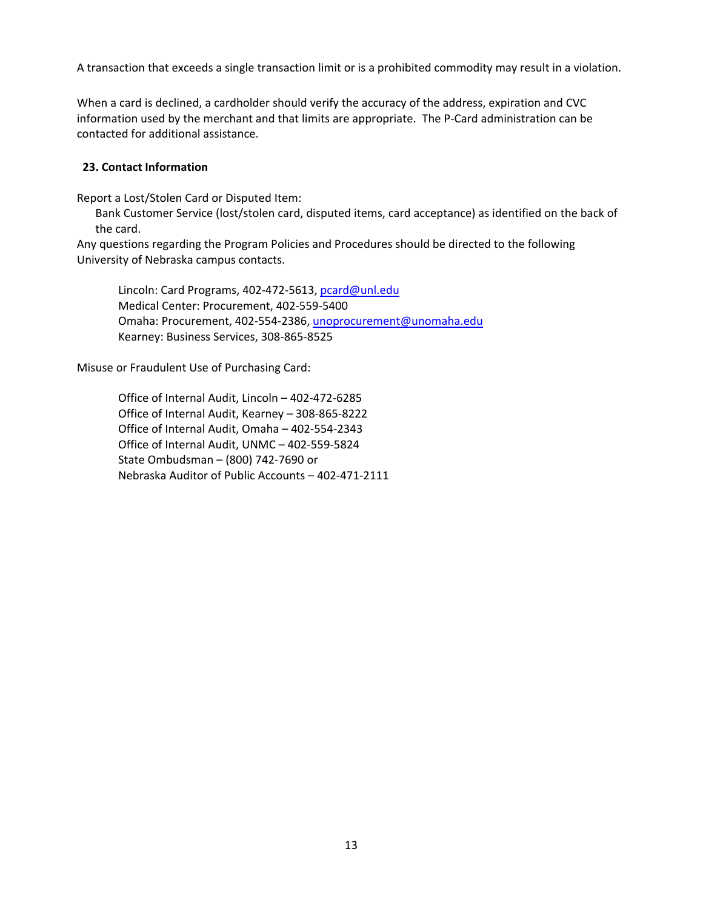A transaction that exceeds a single transaction limit or is a prohibited commodity may result in a violation.

When a card is declined, a cardholder should verify the accuracy of the address, expiration and CVC information used by the merchant and that limits are appropriate. The P-Card administration can be contacted for additional assistance.

### 23. Contact Information

Report a Lost/Stolen Card or Disputed Item:

Bank Customer Service (lost/stolen card, disputed items, card acceptance) as identified on the back of the card.

Any questions regarding the Program Policies and Procedures should be directed to the following University of Nebraska campus contacts.

Lincoln: Card Programs, 402-472-5613, pcard@unl.edu
Medical Center: Procurement, 402-559-5400
Omaha: Procurement, 402-554-2386, unoprocurement@unomaha.edu
Kearney: Business Services, 308-865-8525

Misuse or Fraudulent Use of Purchasing Card:

Office of Internal Audit, Lincoln – 402-472-6285
Office of Internal Audit, Kearney – 308-865-8222
Office of Internal Audit, Omaha – 402-554-2343
Office of Internal Audit, UNMC – 402-559-5824
State Ombudsman – (800) 742-7690 or
Nebraska Auditor of Public Accounts – 402-471-2111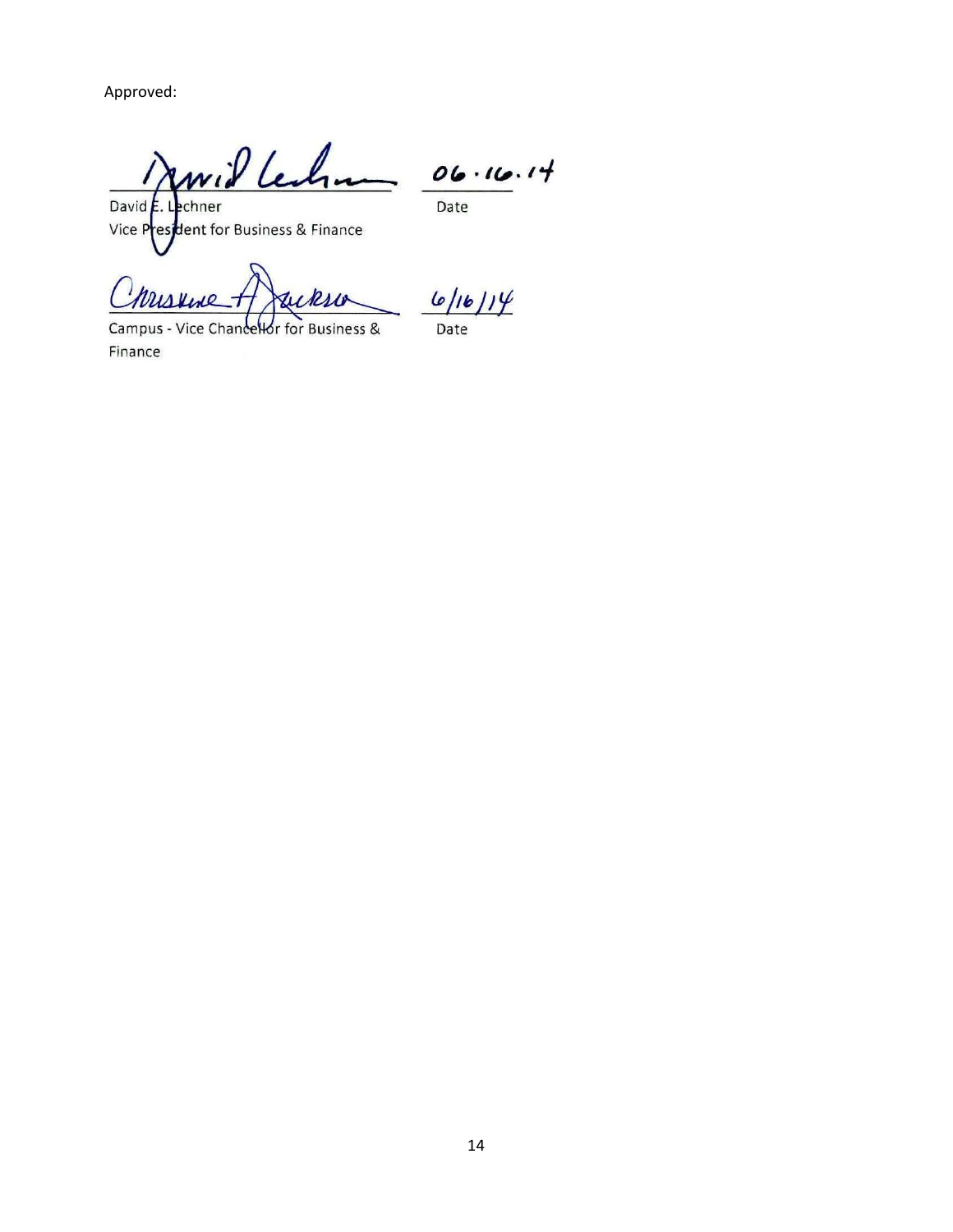Approved:

_________________________ 06.16.14

David E. Lechner  
Vice President for Business & Finance  
Date

_________________________ 6/16/14

Campus - Vice Chancellor for Business & Finance  
Date